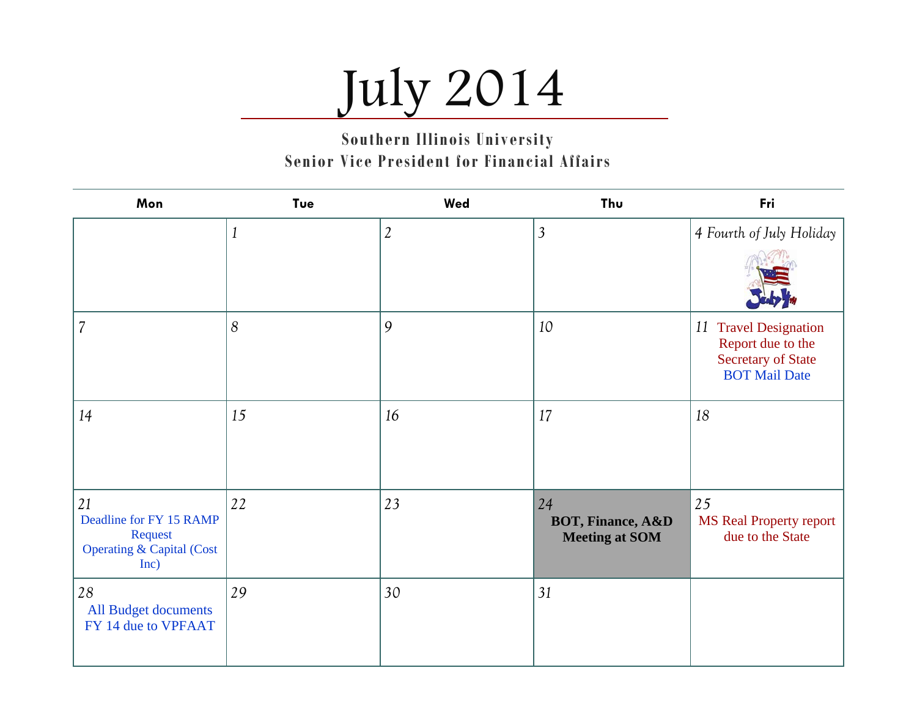# July 2014

**Southern Illinois University**
**Senior Vice President for Financial Affairs**

| Mon | Tue | Wed | Thu | Fri |
|---|---|---|---|---|
| | 1 | 2 | 3 | 4 Fourth of July Holiday |
| 7 | 8 | 9 | 10 | 11 Travel Designation Report due to the Secretary of State<br>BOT Mail Date |
| 14 | 15 | 16 | 17 | 18 |
| 21 Deadline for FY 15 RAMP Request Operating & Capital (Cost Inc) | 22 | 23 | 24 **BOT, Finance, A&D Meeting at SOM** | 25 MS Real Property report due to the State |
| 28 All Budget documents FY 14 due to VPFAAT | 29 | 30 | 31 | |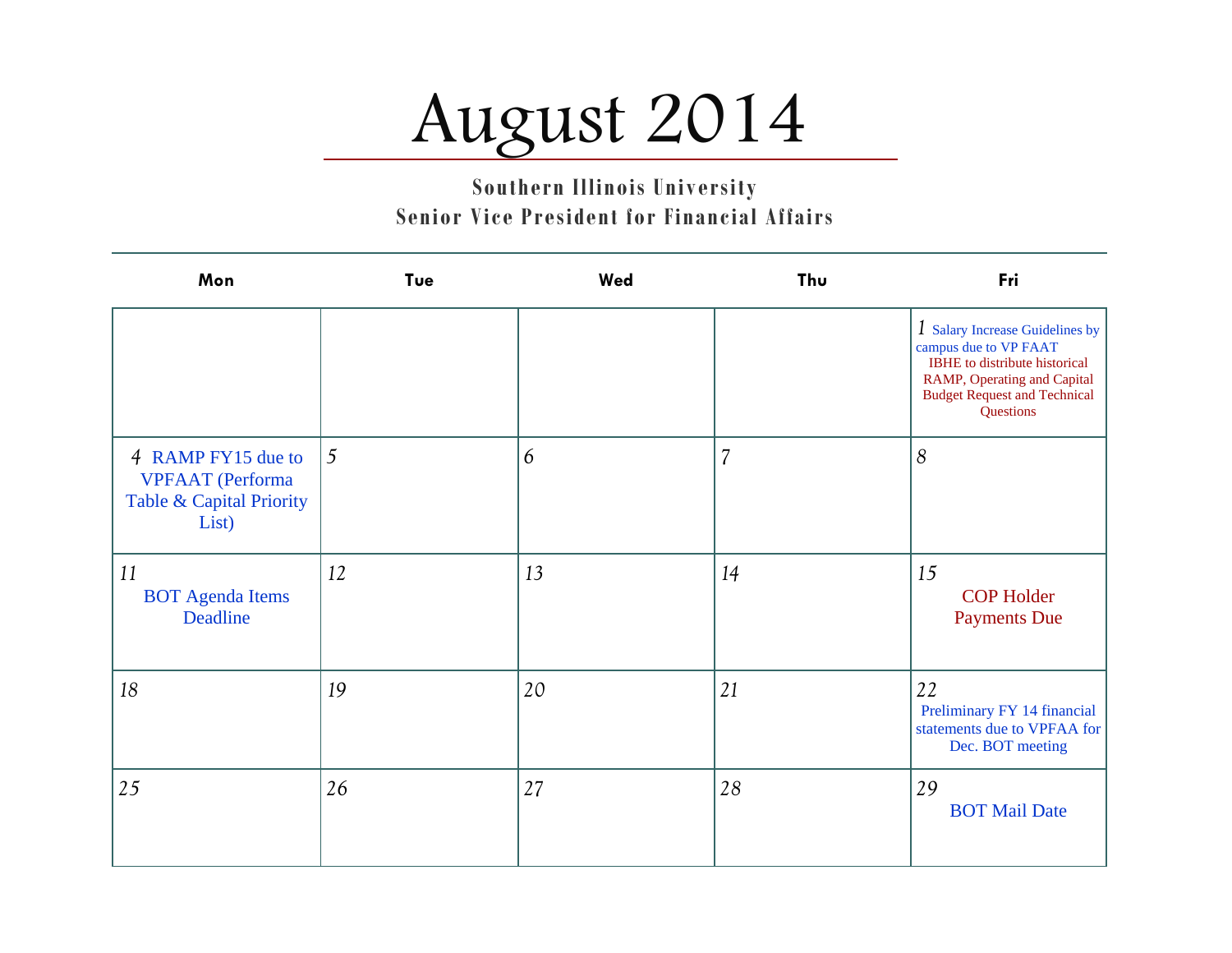# August 2014

**Southern Illinois University**
**Senior Vice President for Financial Affairs**

| Mon | Tue | Wed | Thu | Fri |
|---|---|---|---|---|
| | | | | 1 Salary Increase Guidelines by campus due to VP FAAT<br>IBHE to distribute historical RAMP, Operating and Capital Budget Request and Technical Questions |
| 4 RAMP FY15 due to VPFAAT (Performa Table & Capital Priority List) | 5 | 6 | 7 | 8 |
| 11<br>BOT Agenda Items Deadline | 12 | 13 | 14 | 15<br>COP Holder Payments Due |
| 18 | 19 | 20 | 21 | 22<br>Preliminary FY 14 financial statements due to VPFAA for Dec. BOT meeting |
| 25 | 26 | 27 | 28 | 29<br>BOT Mail Date |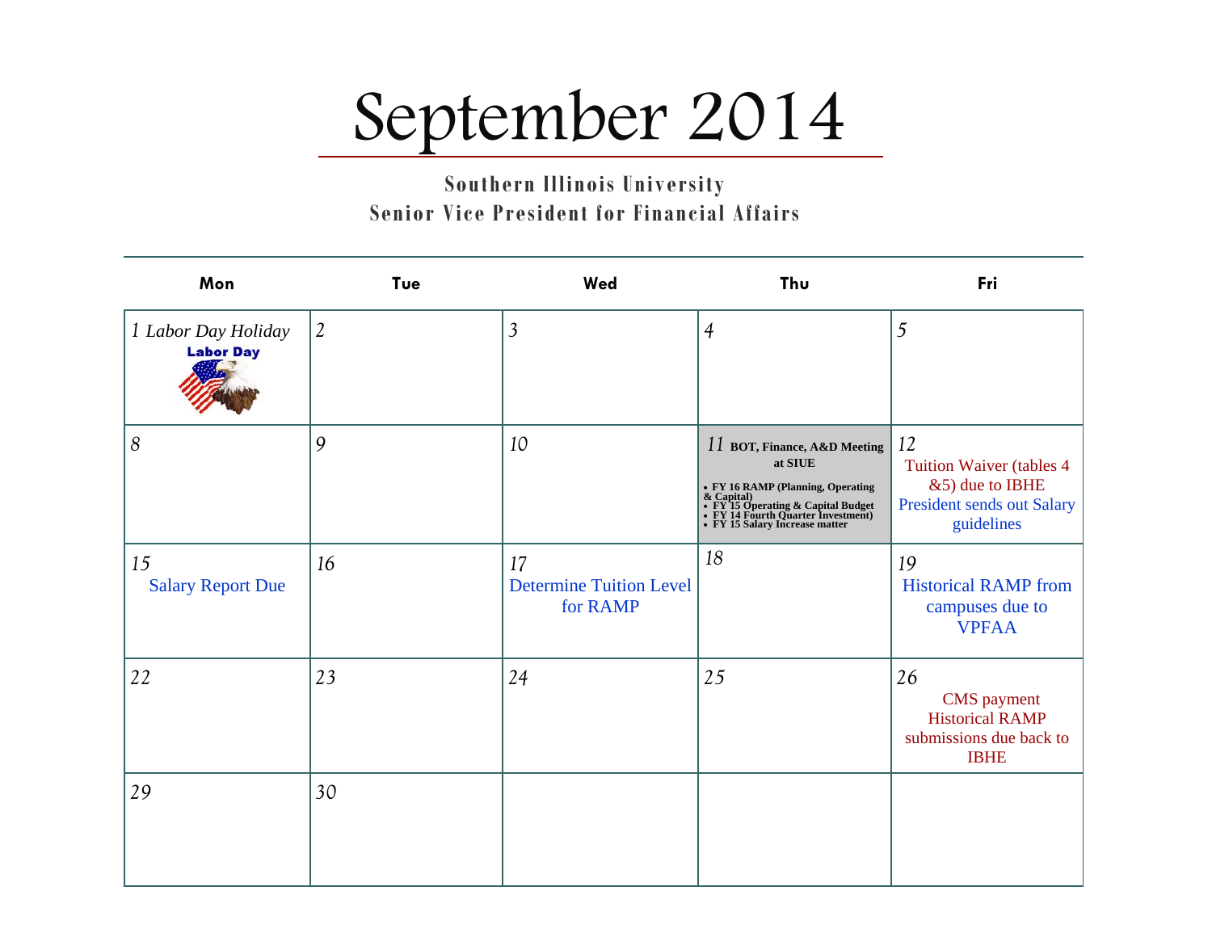# September 2014

**Southern Illinois University**
**Senior Vice President for Financial Affairs**

| Mon | Tue | Wed | Thu | Fri |
|---|---|---|---|---|
| 1 *Labor Day Holiday* Labor Day | 2 | 3 | 4 | 5 |
| 8 | 9 | 10 | 11 **BOT, Finance, A&D Meeting at SIUE** • **FY 16 RAMP (Planning, Operating & Capital)** • **FY 15 Operating & Capital Budget** • **FY 14 Fourth Quarter Investment)** • **FY 15 Salary Increase matter** | 12 Tuition Waiver (tables 4 &5) due to IBHE; President sends out Salary guidelines |
| 15 Salary Report Due | 16 | 17 Determine Tuition Level for RAMP | 18 | 19 Historical RAMP from campuses due to VPFAA |
| 22 | 23 | 24 | 25 | 26 CMS payment; Historical RAMP submissions due back to IBHE |
| 29 | 30 | | | |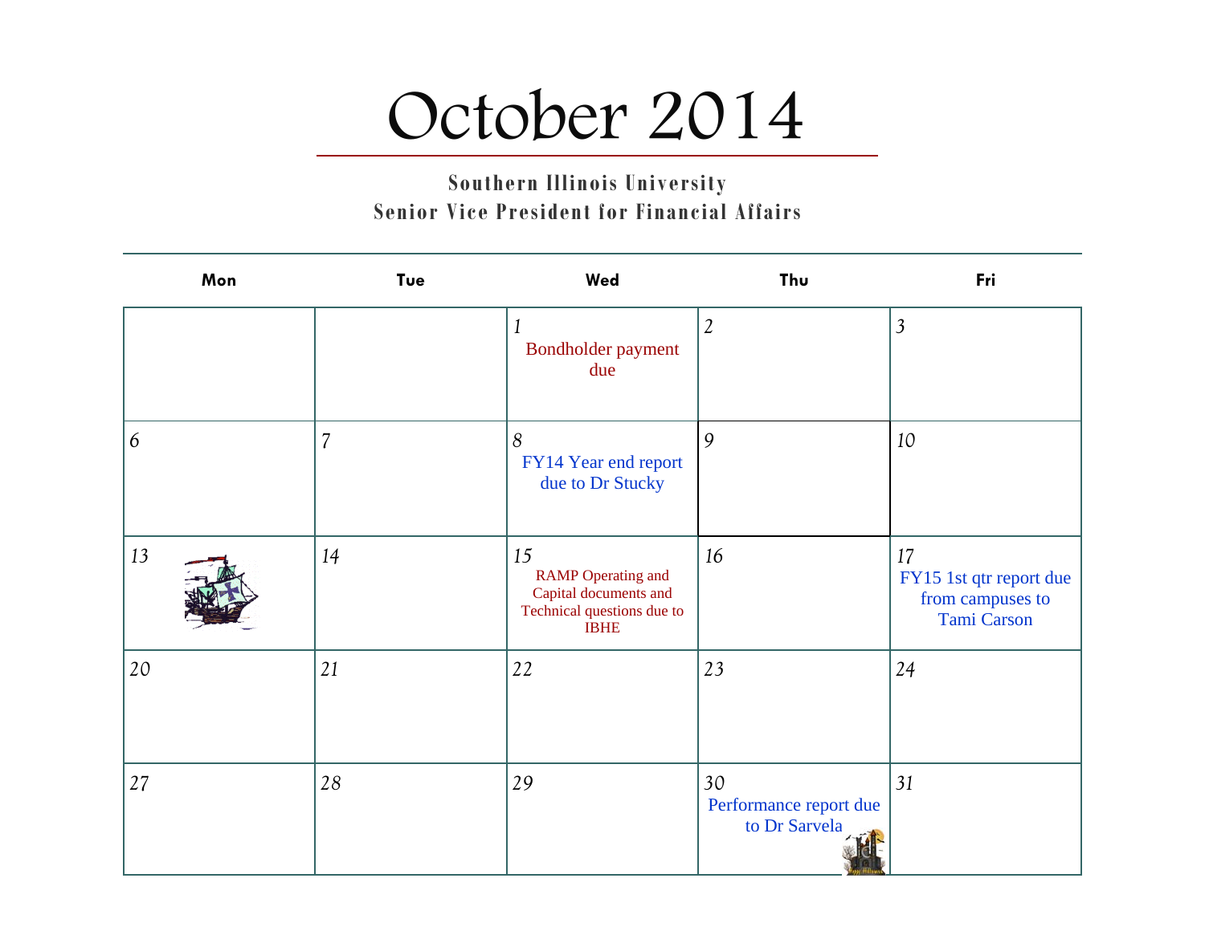# October 2014

**Southern Illinois University**
**Senior Vice President for Financial Affairs**

| Mon | Tue | Wed | Thu | Fri |
|---|---|---|---|---|
| | | 1 Bondholder payment due | 2 | 3 |
| 6 | 7 | 8 FY14 Year end report due to Dr Stucky | 9 | 10 |
| 13 | 14 | 15 RAMP Operating and Capital documents and Technical questions due to IBHE | 16 | 17 FY15 1st qtr report due from campuses to Tami Carson |
| 20 | 21 | 22 | 23 | 24 |
| 27 | 28 | 29 | 30 Performance report due to Dr Sarvela | 31 |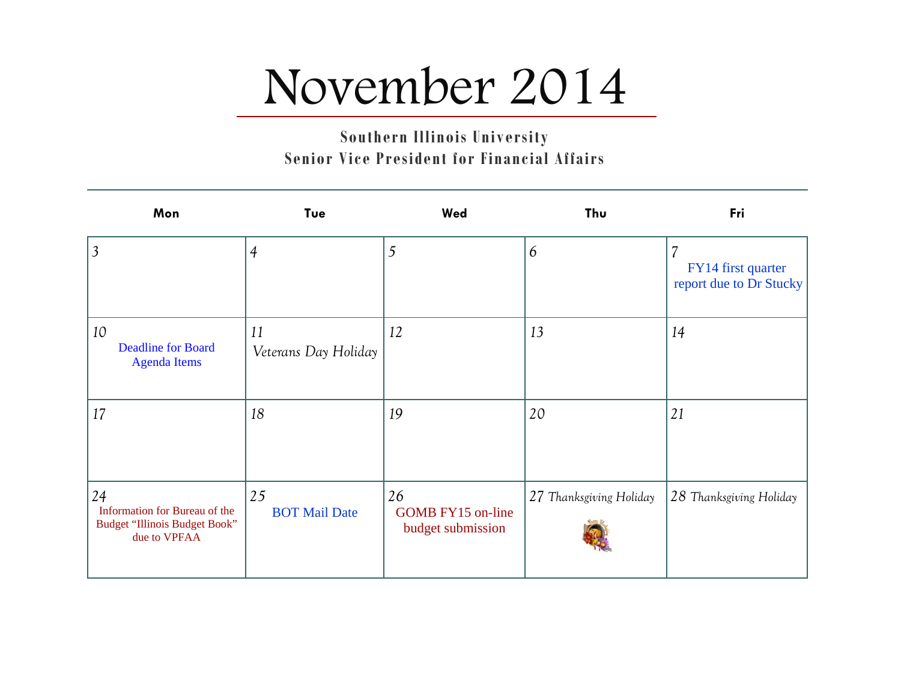# November 2014

**Southern Illinois University**
**Senior Vice President for Financial Affairs**

| Mon | Tue | Wed | Thu | Fri |
|---|---|---|---|---|
| 3 | 4 | 5 | 6 | 7 FY14 first quarter report due to Dr Stucky |
| 10 Deadline for Board Agenda Items | 11 *Veterans Day Holiday* | 12 | 13 | 14 |
| 17 | 18 | 19 | 20 | 21 |
| 24 Information for Bureau of the Budget "Illinois Budget Book" due to VPFAA | 25 BOT Mail Date | 26 GOMB FY15 on-line budget submission | 27 *Thanksgiving Holiday* | 28 *Thanksgiving Holiday* |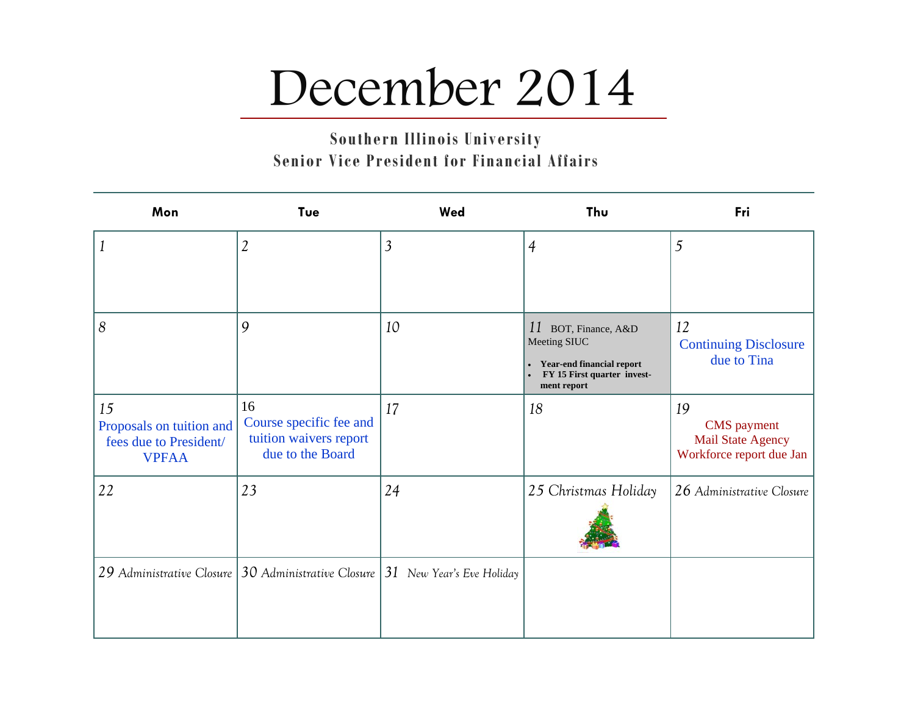# December 2014

**Southern Illinois University**
**Senior Vice President for Financial Affairs**

| Mon | Tue | Wed | Thu | Fri |
|---|---|---|---|---|
| 1 | 2 | 3 | 4 | 5 |
| 8 | 9 | 10 | 11 BOT, Finance, A&D Meeting SIUC<br>• **Year-end financial report**<br>• **FY 15 First quarter investment report** | 12 Continuing Disclosure due to Tina |
| 15 Proposals on tuition and fees due to President/ VPFAA | 16 Course specific fee and tuition waivers report due to the Board | 17 | 18 | 19 CMS payment<br>Mail State Agency Workforce report due Jan |
| 22 | 23 | 24 | 25 Christmas Holiday | 26 Administrative Closure |
| 29 Administrative Closure | 30 Administrative Closure | 31 New Year's Eve Holiday | | |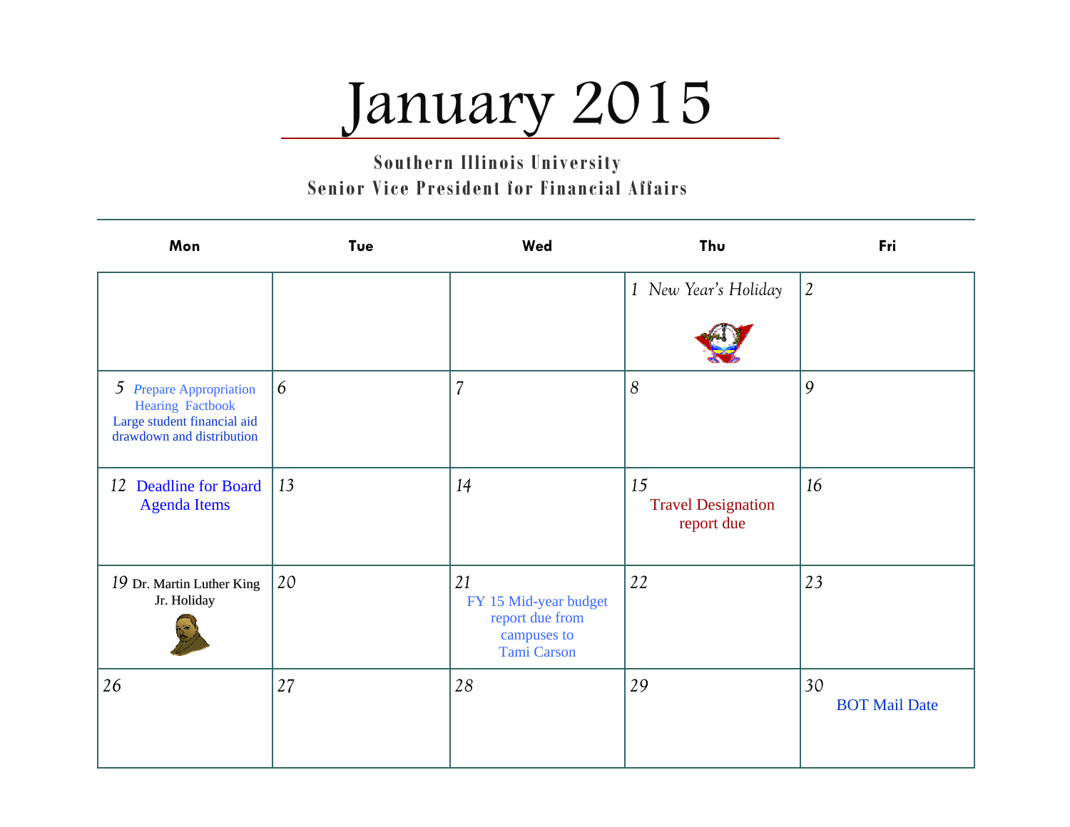# January 2015

**Southern Illinois University**
**Senior Vice President for Financial Affairs**

| Mon | Tue | Wed | Thu | Fri |
|---|---|---|---|---|
| | | | 1 *New Year's Holiday* | 2 |
| 5 Prepare Appropriation Hearing Factbook Large student financial aid drawdown and distribution | 6 | 7 | 8 | 9 |
| 12 Deadline for Board Agenda Items | 13 | 14 | 15 Travel Designation report due | 16 |
| 19 Dr. Martin Luther King Jr. Holiday | 20 | 21 FY 15 Mid-year budget report due from campuses to Tami Carson | 22 | 23 |
| 26 | 27 | 28 | 29 | 30 BOT Mail Date |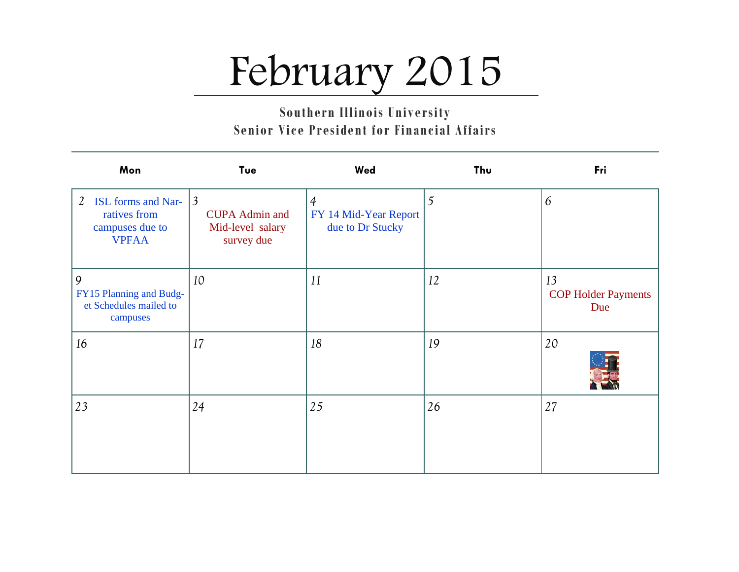# February 2015

**Southern Illinois University**
**Senior Vice President for Financial Affairs**

| Mon | Tue | Wed | Thu | Fri |
|---|---|---|---|---|
| 2 ISL forms and Narratives from campuses due to VPFAA | 3 CUPA Admin and Mid-level salary survey due | 4 FY 14 Mid-Year Report due to Dr Stucky | 5 | 6 |
| 9 FY15 Planning and Budget Schedules mailed to campuses | 10 | 11 | 12 | 13 COP Holder Payments Due |
| 16 | 17 | 18 | 19 | 20 |
| 23 | 24 | 25 | 26 | 27 |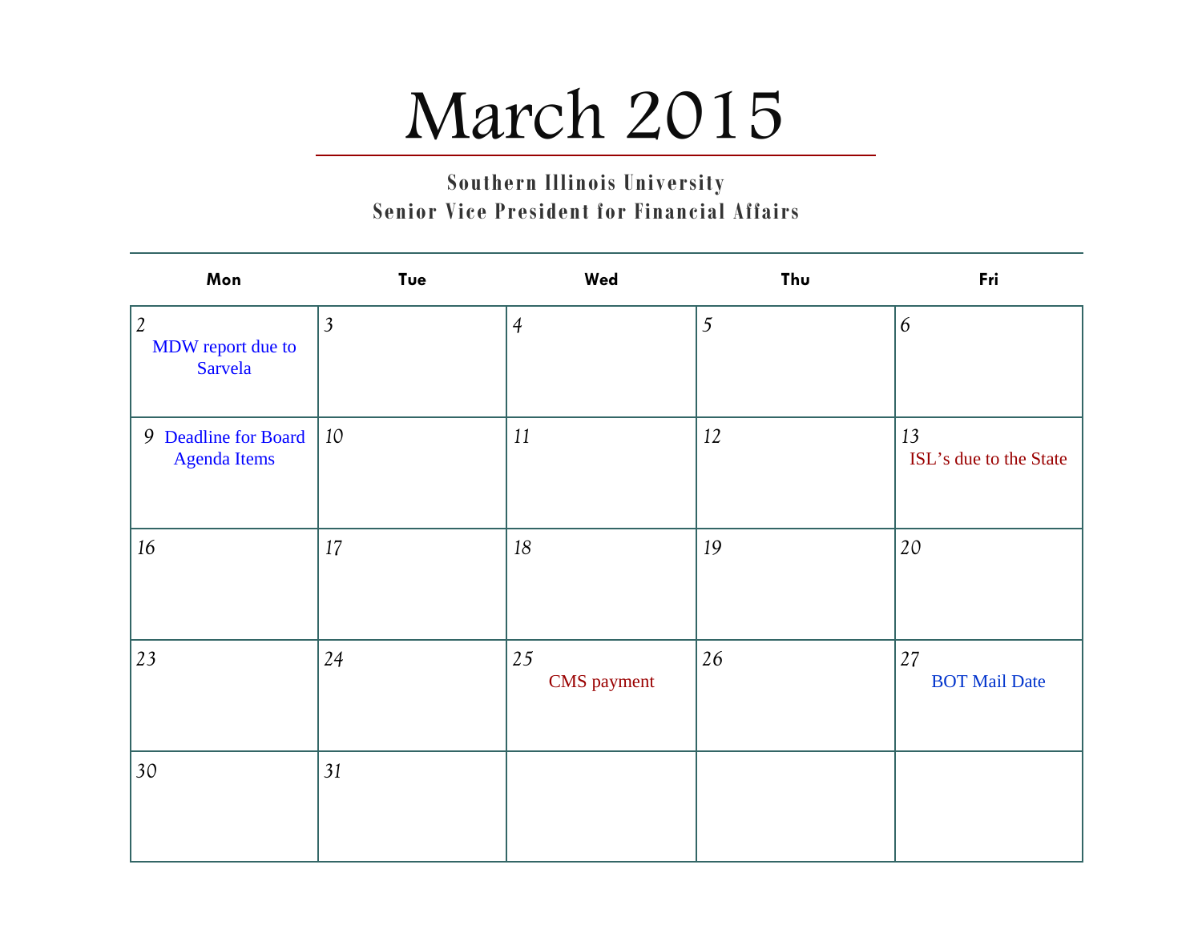# March 2015

**Southern Illinois University**
**Senior Vice President for Financial Affairs**

| Mon | Tue | Wed | Thu | Fri |
|---|---|---|---|---|
| 2 MDW report due to Sarvela | 3 | 4 | 5 | 6 |
| 9 Deadline for Board Agenda Items | 10 | 11 | 12 | 13 ISL's due to the State |
| 16 | 17 | 18 | 19 | 20 |
| 23 | 24 | 25 CMS payment | 26 | 27 BOT Mail Date |
| 30 | 31 | | | |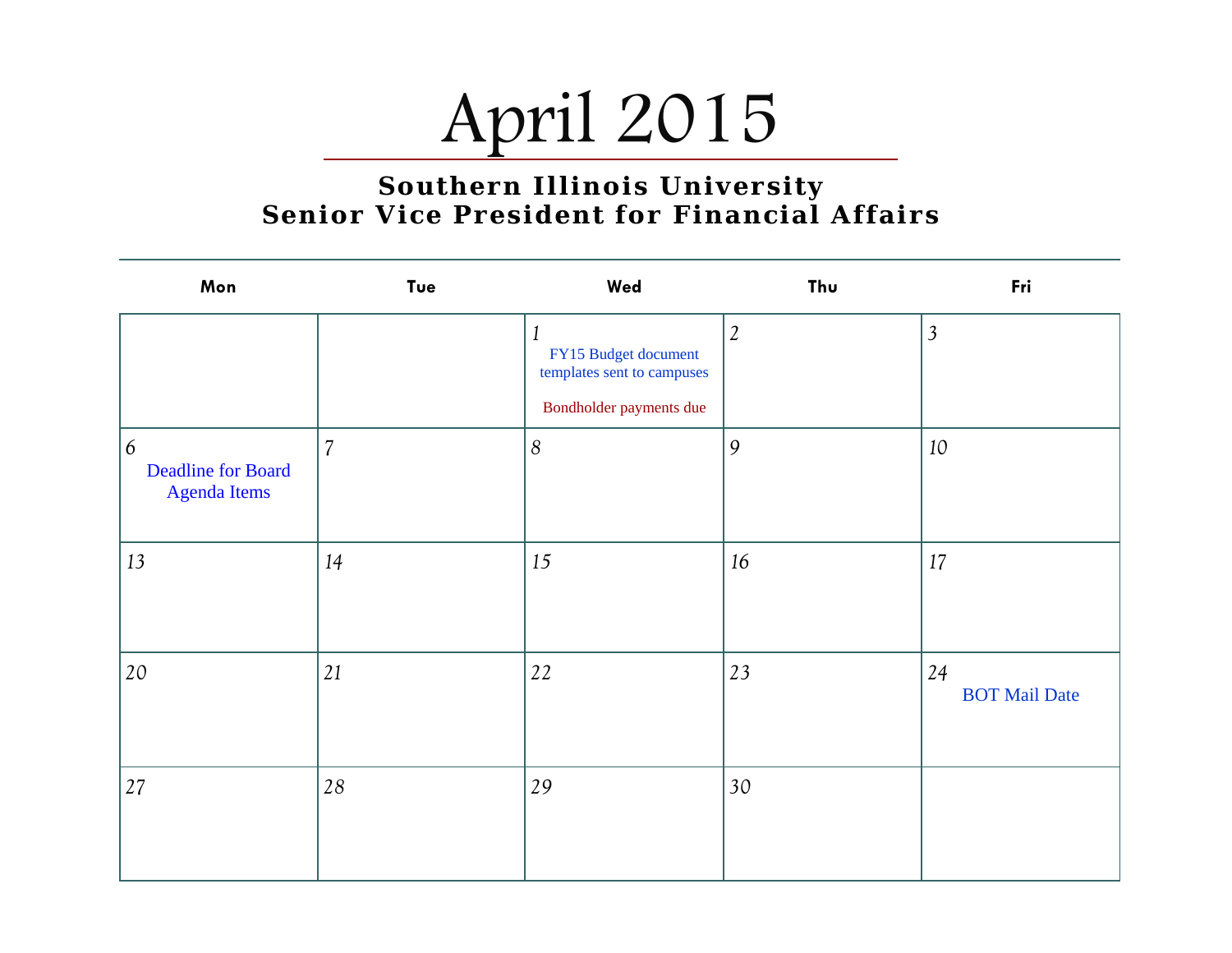# April 2015

## Southern Illinois University
## Senior Vice President for Financial Affairs

| Mon | Tue | Wed | Thu | Fri |
|---|---|---|---|---|
| | | 1 FY15 Budget document templates sent to campuses<br><br>Bondholder payments due | 2 | 3 |
| 6 Deadline for Board Agenda Items | 7 | 8 | 9 | 10 |
| 13 | 14 | 15 | 16 | 17 |
| 20 | 21 | 22 | 23 | 24 BOT Mail Date |
| 27 | 28 | 29 | 30 | |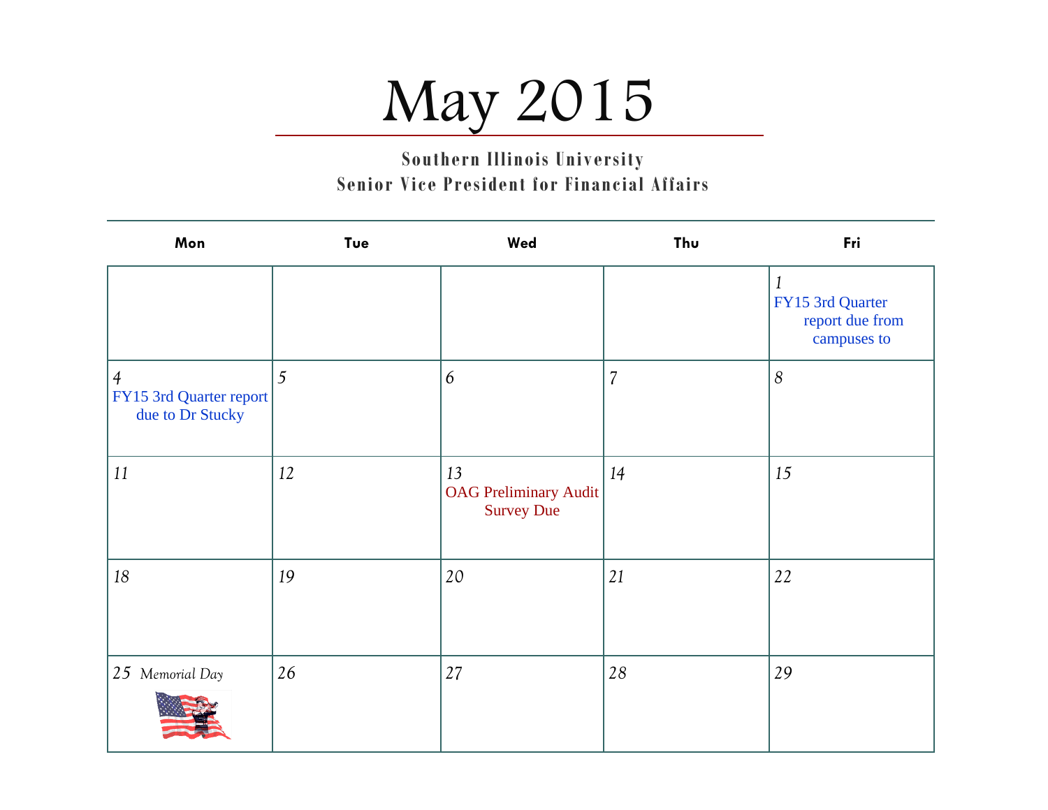# May 2015

**Southern Illinois University**
**Senior Vice President for Financial Affairs**

| Mon | Tue | Wed | Thu | Fri |
|---|---|---|---|---|
| | | | | 1 FY15 3rd Quarter report due from campuses to |
| 4 FY15 3rd Quarter report due to Dr Stucky | 5 | 6 | 7 | 8 |
| 11 | 12 | 13 OAG Preliminary Audit Survey Due | 14 | 15 |
| 18 | 19 | 20 | 21 | 22 |
| 25 Memorial Day | 26 | 27 | 28 | 29 |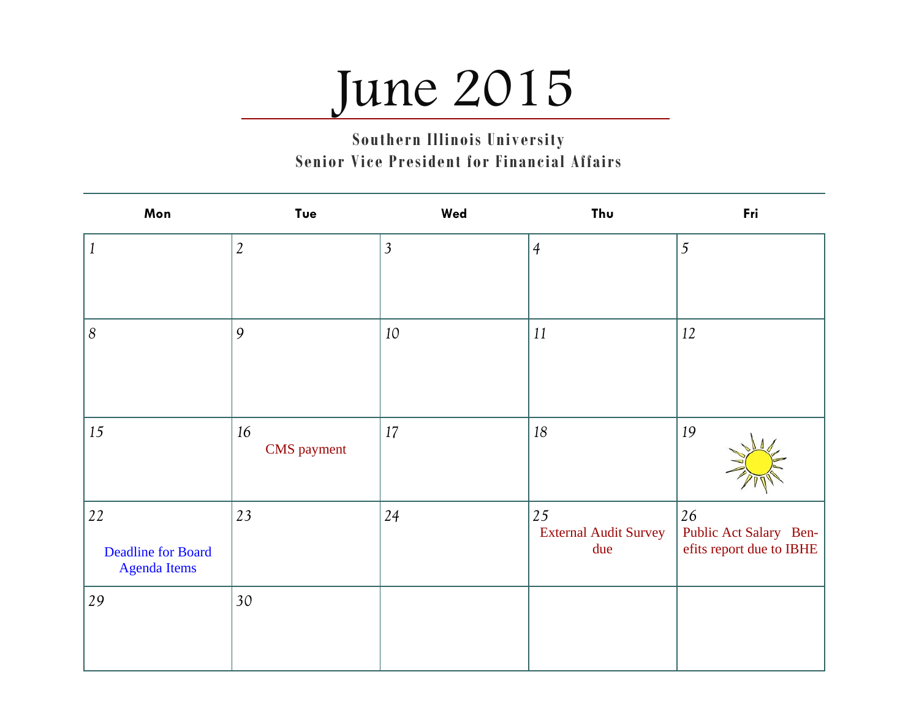# June 2015

**Southern Illinois University**
**Senior Vice President for Financial Affairs**

| Mon | Tue | Wed | Thu | Fri |
|---|---|---|---|---|
| 1 | 2 | 3 | 4 | 5 |
| 8 | 9 | 10 | 11 | 12 |
| 15 | 16 CMS payment | 17 | 18 | 19 |
| 22 Deadline for Board Agenda Items | 23 | 24 | 25 External Audit Survey due | 26 Public Act Salary Benefits report due to IBHE |
| 29 | 30 | | | |